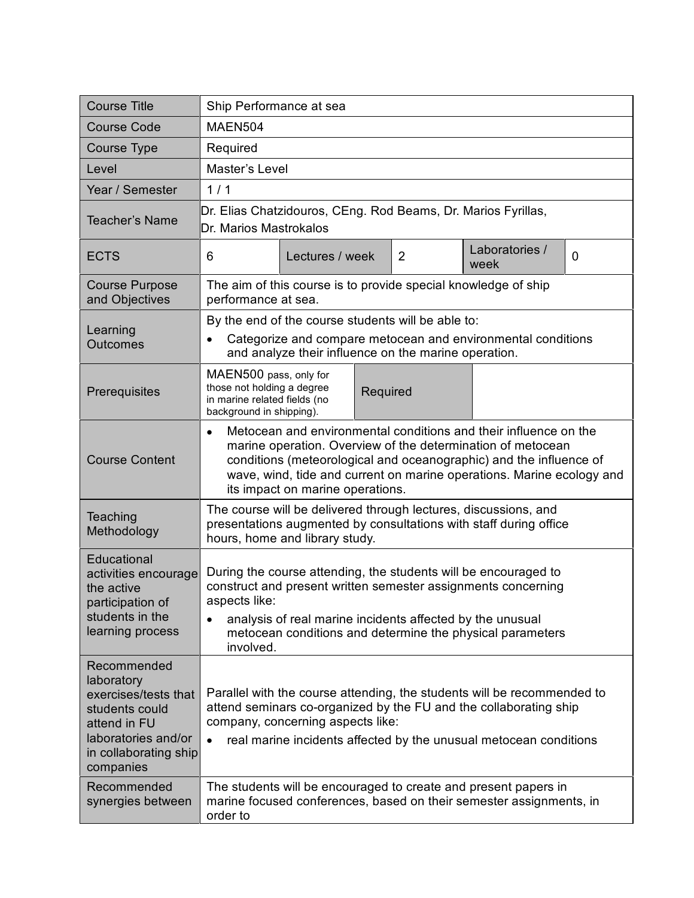| | | | | | |
|---|---|---|---|---|---|
| Course Title | Ship Performance at sea | | | | |
| Course Code | MAEN504 | | | | |
| Course Type | Required | | | | |
| Level | Master's Level | | | | |
| Year / Semester | 1 / 1 | | | | |
| Teacher's Name | Dr. Elias Chatzidouros, CEng. Rod Beams, Dr. Marios Fyrillas, Dr. Marios Mastrokalos | | | | |
| ECTS | 6 | Lectures / week | 2 | Laboratories / week | 0 |
| Course Purpose and Objectives | The aim of this course is to provide special knowledge of ship performance at sea. | | | | |
| Learning Outcomes | By the end of the course students will be able to:<br>• Categorize and compare metocean and environmental conditions and analyze their influence on the marine operation. | | | | |
| Prerequisites | MAEN500 pass, only for those not holding a degree in marine related fields (no background in shipping). | Required | | | |
| Course Content | • Metocean and environmental conditions and their influence on the marine operation. Overview of the determination of metocean conditions (meteorological and oceanographic) and the influence of wave, wind, tide and current on marine operations. Marine ecology and its impact on marine operations. | | | | |
| Teaching Methodology | The course will be delivered through lectures, discussions, and presentations augmented by consultations with staff during office hours, home and library study. | | | | |
| Educational activities encourage the active participation of students in the learning process | During the course attending, the students will be encouraged to construct and present written semester assignments concerning aspects like:<br>• analysis of real marine incidents affected by the unusual metocean conditions and determine the physical parameters involved. | | | | |
| Recommended laboratory exercises/tests that students could attend in FU laboratories and/or in collaborating ship companies | Parallel with the course attending, the students will be recommended to attend seminars co-organized by the FU and the collaborating ship company, concerning aspects like:<br>• real marine incidents affected by the unusual metocean conditions | | | | |
| Recommended synergies between | The students will be encouraged to create and present papers in marine focused conferences, based on their semester assignments, in order to | | | | |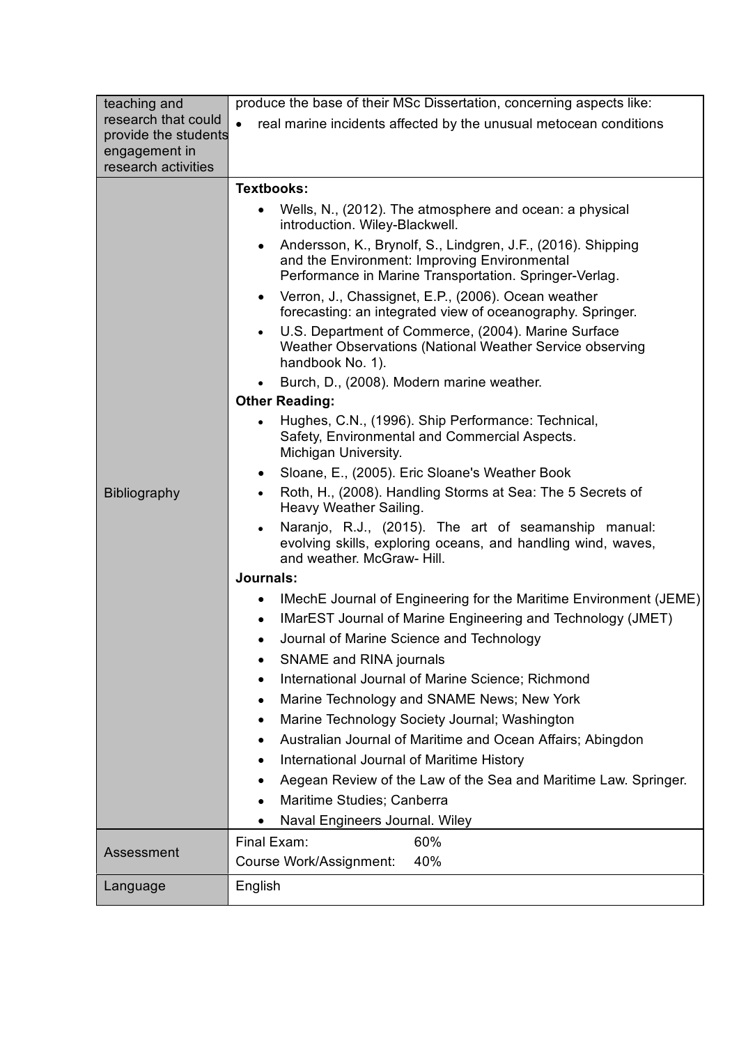| | |
|---|---|
| teaching and research that could provide the students engagement in research activities | produce the base of their MSc Dissertation, concerning aspects like:<br>• real marine incidents affected by the unusual metocean conditions |
| Bibliography | **Textbooks:**<br>• Wells, N., (2012). The atmosphere and ocean: a physical introduction. Wiley-Blackwell.<br>• Andersson, K., Brynolf, S., Lindgren, J.F., (2016). Shipping and the Environment: Improving Environmental Performance in Marine Transportation. Springer-Verlag.<br>• Verron, J., Chassignet, E.P., (2006). Ocean weather forecasting: an integrated view of oceanography. Springer.<br>• U.S. Department of Commerce, (2004). Marine Surface Weather Observations (National Weather Service observing handbook No. 1).<br>• Burch, D., (2008). Modern marine weather.<br>**Other Reading:**<br>• Hughes, C.N., (1996). Ship Performance: Technical, Safety, Environmental and Commercial Aspects. Michigan University.<br>• Sloane, E., (2005). Eric Sloane's Weather Book<br>• Roth, H., (2008). Handling Storms at Sea: The 5 Secrets of Heavy Weather Sailing.<br>• Naranjo, R.J., (2015). The art of seamanship manual: evolving skills, exploring oceans, and handling wind, waves, and weather. McGraw- Hill.<br>**Journals:**<br>• IMechE Journal of Engineering for the Maritime Environment (JEME)<br>• IMarEST Journal of Marine Engineering and Technology (JMET)<br>• Journal of Marine Science and Technology<br>• SNAME and RINA journals<br>• International Journal of Marine Science; Richmond<br>• Marine Technology and SNAME News; New York<br>• Marine Technology Society Journal; Washington<br>• Australian Journal of Maritime and Ocean Affairs; Abingdon<br>• International Journal of Maritime History<br>• Aegean Review of the Law of the Sea and Maritime Law. Springer.<br>• Maritime Studies; Canberra<br>• Naval Engineers Journal. Wiley |
| Assessment | Final Exam: 60%<br>Course Work/Assignment: 40% |
| Language | English |